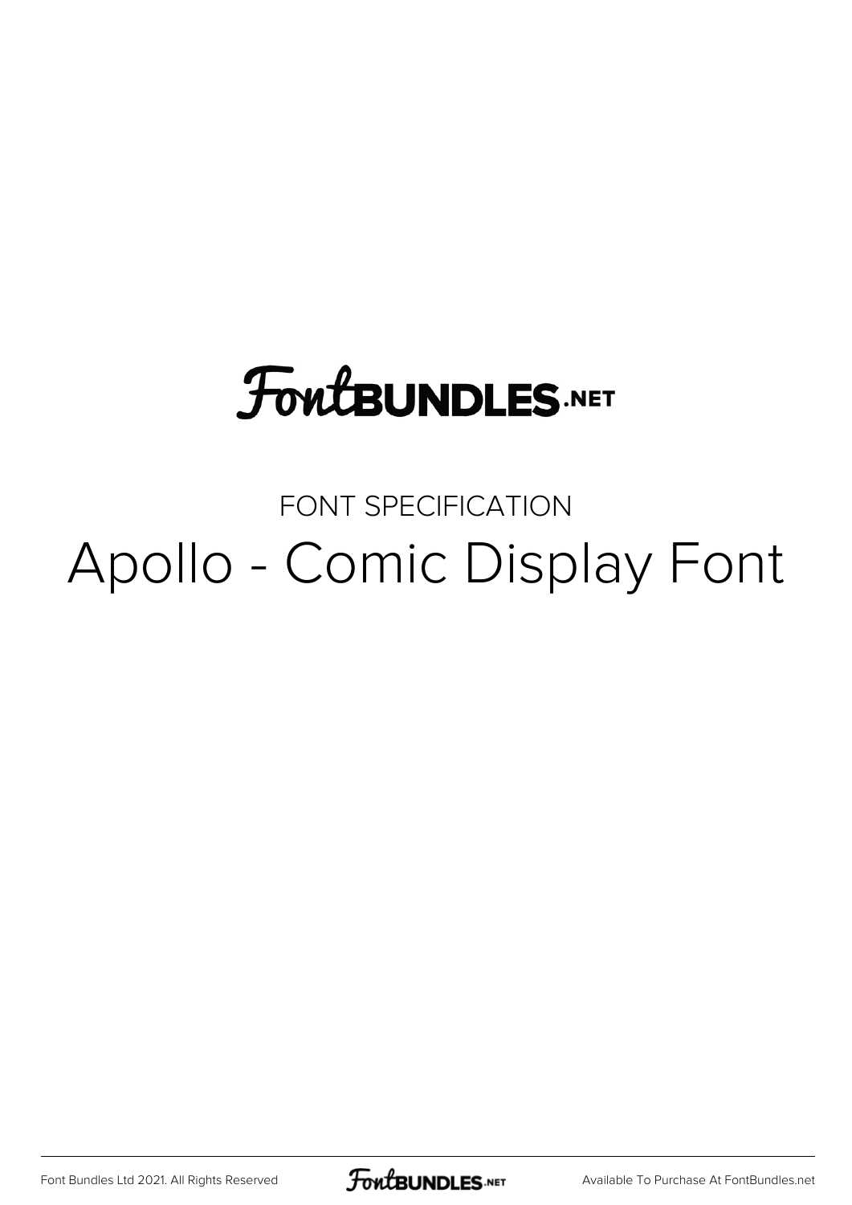FontBUNDLES.NET

FONT SPECIFICATION

# Apollo - Comic Display Font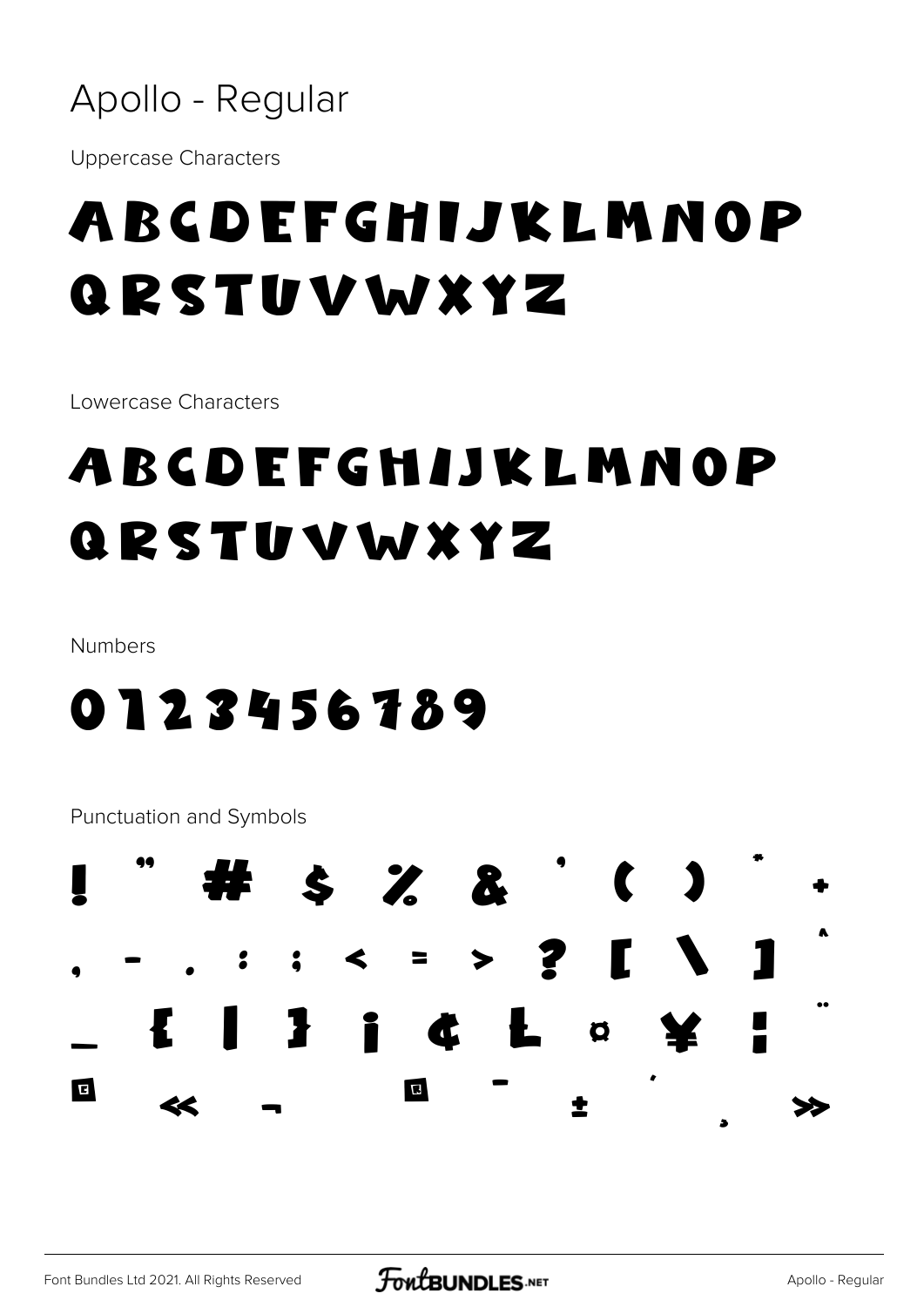# Apollo - Regular

Uppercase Characters

ABCDEFGHIJKLMNOP
QRSTUVWXYZ

Lowercase Characters

ABCDEFGHIJKLMNOP
QRSTUVWXYZ

Numbers

0123456789

Punctuation and Symbols

! " # $ % & ' ( ) * +
, - . : ; < = > ? [ \ ] ^
_ { | } ¡ ¢ £ ¤ ¥ ¦ ¨
© « ¬ ® ¯ ± ´ ¸ »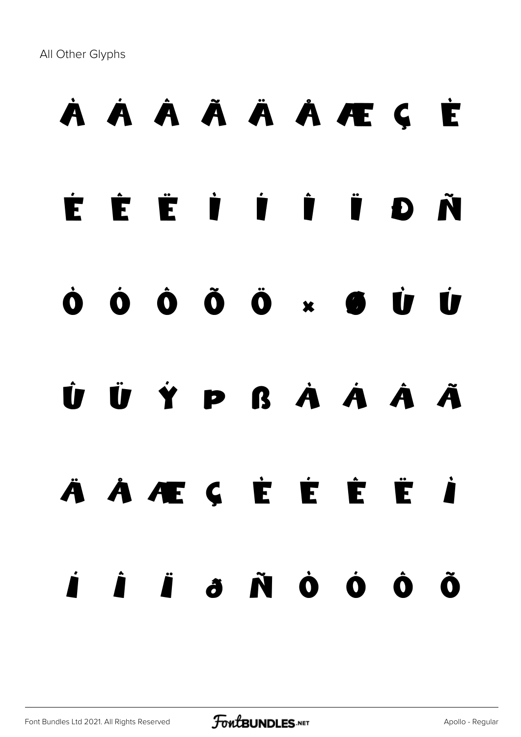All Other Glyphs

À Á Â Ã Ä Å Æ Ç È

É Ê Ë Ì Í Î Ï Đ Ñ

Ò Ó Ô Õ Ö × Ø Ù Ú

Û Ü Ý Þ ß à á â ã

ä å æ ç è é ê ë ì

í î ï ð ñ ò ó ô õ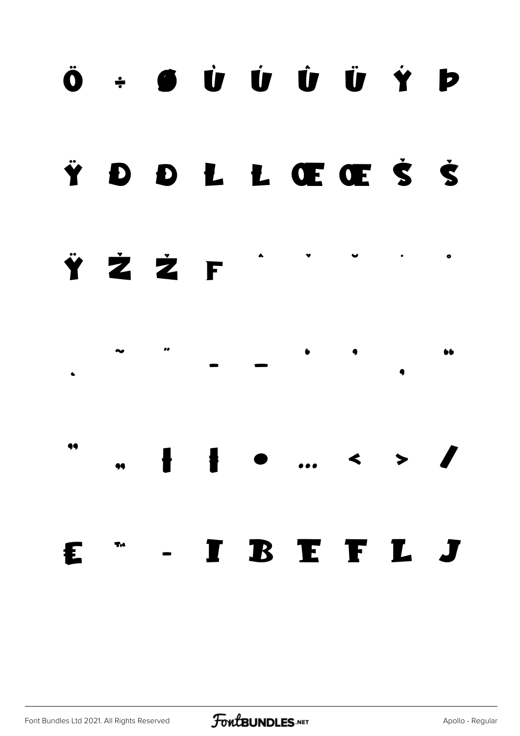Ö ÷ Ø Ù Ú Û Ü Ý Þ

Ÿ Đ Đ Ł Ł Œ Œ Š Š

Ÿ Ž Ž F ˆ ˇ ˘ ˙ ˚

. ˜ ˝ – — ‘ ’ ‚ “

” „ † ‡ • … ‹ › ⁄

€ ™ - I B E F L J